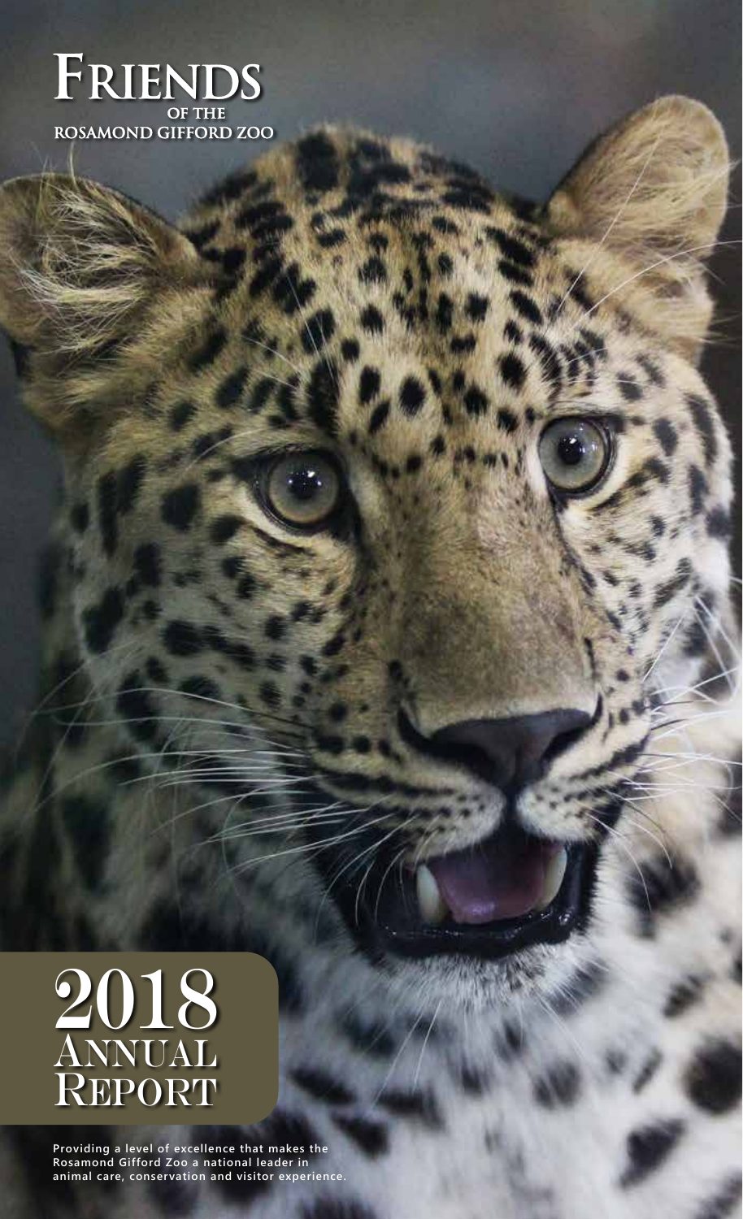# Friends of the Rosamond Gifford Zoo

# 2018 Annual Report

Providing a level of excellence that makes the Rosamond Gifford Zoo a national leader in animal care, conservation and visitor experience.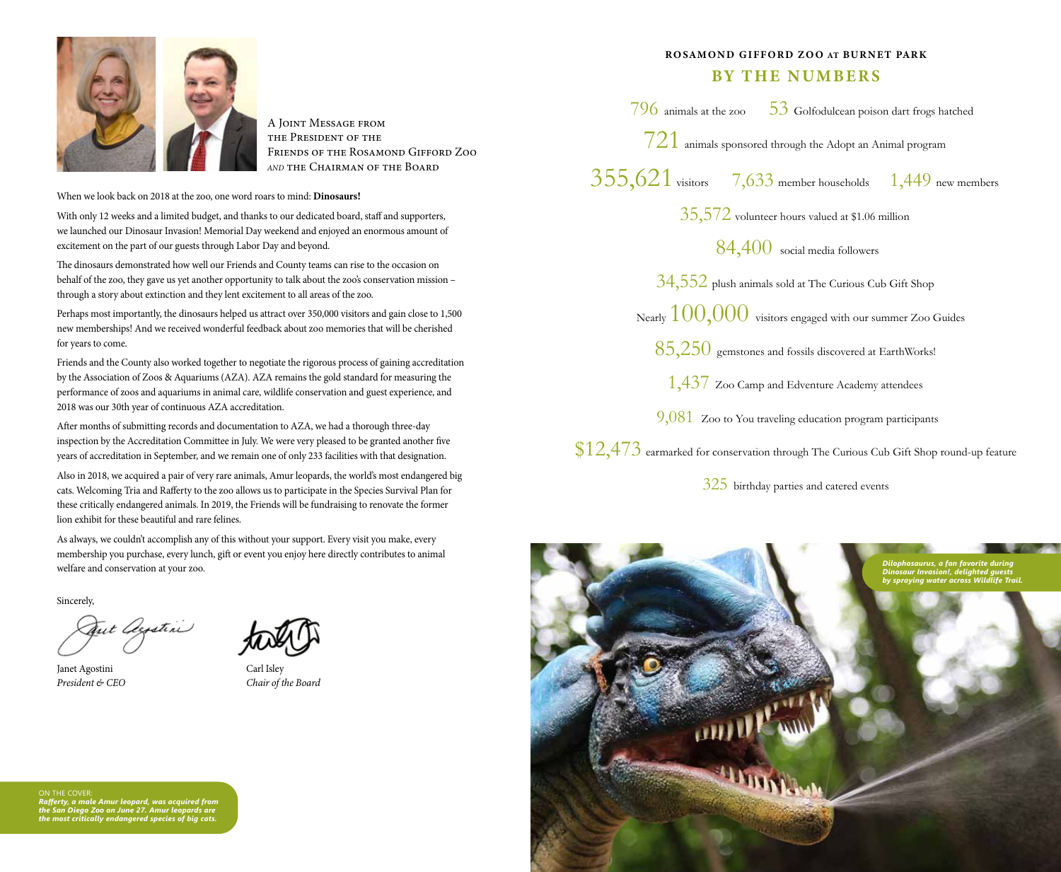## A Joint Message from the President of the Friends of the Rosamond Gifford Zoo *and* the Chairman of the Board

When we look back on 2018 at the zoo, one word roars to mind: **Dinosaurs!**

With only 12 weeks and a limited budget, and thanks to our dedicated board, staff and supporters, we launched our Dinosaur Invasion! Memorial Day weekend and enjoyed an enormous amount of excitement on the part of our guests through Labor Day and beyond.

The dinosaurs demonstrated how well our Friends and County teams can rise to the occasion on behalf of the zoo, they gave us yet another opportunity to talk about the zoo's conservation mission – through a story about extinction and they lent excitement to all areas of the zoo.

Perhaps most importantly, the dinosaurs helped us attract over 350,000 visitors and gain close to 1,500 new memberships! And we received wonderful feedback about zoo memories that will be cherished for years to come.

Friends and the County also worked together to negotiate the rigorous process of gaining accreditation by the Association of Zoos & Aquariums (AZA). AZA remains the gold standard for measuring the performance of zoos and aquariums in animal care, wildlife conservation and guest experience, and 2018 was our 30th year of continuous AZA accreditation.

After months of submitting records and documentation to AZA, we had a thorough three-day inspection by the Accreditation Committee in July. We were very pleased to be granted another five years of accreditation in September, and we remain one of only 233 facilities with that designation.

Also in 2018, we acquired a pair of very rare animals, Amur leopards, the world's most endangered big cats. Welcoming Tria and Rafferty to the zoo allows us to participate in the Species Survival Plan for these critically endangered animals. In 2019, the Friends will be fundraising to renovate the former lion exhibit for these beautiful and rare felines.

As always, we couldn't accomplish any of this without your support. Every visit you make, every membership you purchase, every lunch, gift or event you enjoy here directly contributes to animal welfare and conservation at your zoo.

Sincerely,

Janet Agostini
*President & CEO*

Carl Isley
*Chair of the Board*

ON THE COVER:
***Rafferty, a male Amur leopard, was acquired from the San Diego Zoo on June 27. Amur leopards are the most critically endangered species of big cats.***

## ROSAMOND GIFFORD ZOO AT BURNET PARK
## BY THE NUMBERS

796 animals at the zoo

53 Golfodulcean poison dart frogs hatched

721 animals sponsored through the Adopt an Animal program

355,621 visitors

7,633 member households

1,449 new members

35,572 volunteer hours valued at $1.06 million

84,400 social media followers

34,552 plush animals sold at The Curious Cub Gift Shop

Nearly 100,000 visitors engaged with our summer Zoo Guides

85,250 gemstones and fossils discovered at EarthWorks!

1,437 Zoo Camp and Edventure Academy attendees

9,081 Zoo to You traveling education program participants

$12,473 earmarked for conservation through The Curious Cub Gift Shop round-up feature

325 birthday parties and catered events

***Dilophosaurus, a fan favorite during Dinosaur Invasion!, delighted guests by spraying water across Wildlife Trail.***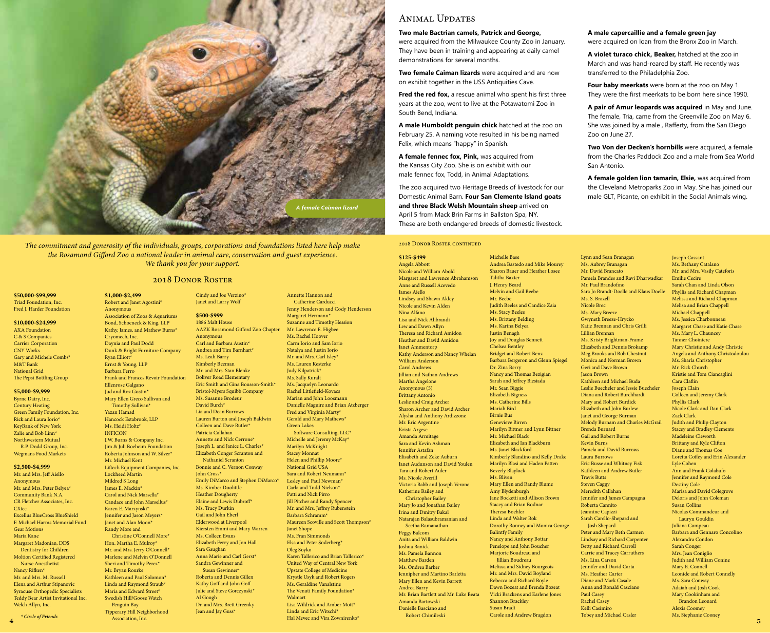*A female Caiman lizard*

# Animal Updates

**Two male Bactrian camels, Patrick and George,** were acquired from the Milwaukee County Zoo in January. They have been in training and appearing at daily camel demonstrations for several months.

**Two female Caiman lizards** were acquired and are now on exhibit together in the USS Antiquities Cave.

**Fred the red fox,** a rescue animal who spent his first three years at the zoo, went to live at the Potawatomi Zoo in South Bend, Indiana.

**A male Humboldt penguin chick** hatched at the zoo on February 25. A naming vote resulted in his being named Felix, which means "happy" in Spanish.

**A female fennec fox, Pink,** was acquired from the Kansas City Zoo. She is on exhibit with our male fennec fox, Todd, in Animal Adaptations.

The zoo acquired two Heritage Breeds of livestock for our Domestic Animal Barn. **Four San Clemente Island goats and three Black Welsh Mountain sheep** arrived on April 5 from Mack Brin Farms in Ballston Spa, NY. These are both endangered breeds of domestic livestock.

**A male capercaillie and a female green jay** were acquired on loan from the Bronx Zoo in March.

**A violet turaco chick, Beaker,** hatched at the zoo in March and was hand-reared by staff. He recently was transferred to the Philadelphia Zoo.

**Four baby meerkats** were born at the zoo on May 1. They were the first meerkats to be born here since 1990.

**A pair of Amur leopards was acquired** in May and June. The female, Tria, came from the Greenville Zoo on May 6. She was joined by a male , Rafferty, from the San Diego Zoo on June 27.

**Two Von der Decken's hornbills** were acquired, a female from the Charles Paddock Zoo and a male from Sea World San Antonio.

**A female golden lion tamarin, Elsie,** was acquired from the Cleveland Metroparks Zoo in May. She has joined our male GLT, Picante, on exhibit in the Social Animals wing.

*The commitment and generosity of the individuals, groups, corporations and foundations listed here help make the Rosamond Gifford Zoo a national leader in animal care, conservation and guest experience. We thank you for your support.*

## 2018 Donor Roster

**$50,000-$99,999**

Triad Foundation, Inc.
Fred J. Harder Foundation

**$10,000-$24,999**

AXA Foundation
C & S Companies
Carrier Corporation
CNY Works
Gary and Michele Combs*
M&T Bank
National Grid
The Pepsi Bottling Group

**$5,000-$9,999**

Byrne Dairy, Inc.
Century Heating
Green Family Foundation, Inc.
Rick and Laura Iorio*
KeyBank of New York
Zalie and Bob Linn*
Northwestern Mutual R.P. Dodd Group, Inc.
Wegmans Food Markets

**$2,500-$4,999**

Mr. and Mrs. Jeff Aiello
Anonymous
Mr. and Mrs. Peter Belyea*
Community Bank N.A.
CR Fletcher Associates, Inc.
CXtec
Excellus BlueCross BlueShield
F. Michael Harms Memorial Fund
Gear Motions
Maria Kane
Margaret Madonian, DDS Dentistry for Children
Moltion Certified Registered Nurse Anesthetist
Nancy Rifken*
Mr. and Mrs. M. Russell
Elena and Arthur Stipanovic
Syracuse Orthopedic Specialists
Teddy Bear Artist Invitational Inc.
Welch Allyn, Inc.

**$1,000-$2,499**

Robert and Janet Agostini*
Anonymous
Association of Zoos & Aquariums
Bond, Schoeneck & King, LLP
Kathy, James, and Mathew Burns*
Cryomech, Inc.
Daynia and Paul Dodd
Dunk & Bright Furniture Company
Ryan Elliott*
Ernst & Young, LLP
Barbara Ferro
Frank and Frances Revoir Foundation
Ellenrose Galgano
Jud and Roz Gostin*
Mary Ellen Greco Sullivan and Timothy Sullivan*
Yazan Hamad
Hancock Estabrook, LLP
Ms. Heidi Holtz*
INFICON
J.W. Burns & Company Inc.
Jim & Juli Boeheim Foundation
Roberta Johnson and W. Silver*
Mr. Michael Kent
Liftech Equipment Companies, Inc.
Lockheed Martin
Mildred S Long
James E. Mackin*
Carol and Nick Marsella*
Candace and John Marsellus*
Karen E. Marzynski*
Jennifer and Jason Meyers*
Janet and Alan Moon*
Randy More and Christine O'Connell More*
Hon. Martha E. Mulroy*
Mr. and Mrs. Jerry O'Connell*
Marlene and Melvin O'Donnell
Sheri and Timothy Perez*
Mr. Bryan Rourke
Kathleen and Paul Solomon*
Linda and Raymond Straub*
Maria and Edward Street*
Swedish Hill/Goose Watch Penguin Bay
Tipperary Hill Neighborhood Association, Inc.
Cindy and Joe Verzino*
Janet and Larry Wolf

**$500-$999**

1886 Malt House
AAZK Rosamond Gifford Zoo Chapter
Anonymous
Carl and Barbara Austin*
Andrea and Tim Barnhart*
Ms. Leah Barry
Kimberly Beeman
Mr. and Mrs. Stan Blenke
Boliver Road Elementary
Eric Smith and Gina Bousson-Smith*
Bristol-Myers Squibb Company
Ms. Susanne Brodeur
David Burch*
Lia and Dean Burrows
Lauren Burton and Joseph Baldwin
Colleen and Dave Butler*
Patricia Callahan
Annette and Nick Cerrone*
Joseph L. and Janice L. Charles*
Elizabeth Conger Scranton and Nathaniel Scranton
Bonnie and C. Vernon Conway
John Cross*
Emily DiMarco and Stephen DiMarco*
Ms. Kimber Doolittle
Heather Dougherty
Elaine and Lewis Dubroff*
Ms. Tracy Durkin
Gail and John Eberl
Elderwood at Liverpool
Kiersten Emmi and Mary Warren
Ms. Colleen Evans
Elizabeth Ferry and Jon Hall
Sara Gaughan
Anna Marie and Carl Gerst*
Sandra Gewinner and Susan Gewinner*
Roberta and Dennis Gillen
Kathy Goff and John Goff
Julie and Steve Gorczynski*
Al Gough
Dr. and Mrs. Brett Greenky
Jean and Jay Guss*
Annette Hannon and Catherine Carducci
Jenny Henderson and Cody Henderson
Margaret Hermann*
Suzanne and Timothy Hession
Mr. Lawrence E. Higbee
Ms. Rachel Hoover
Carm Iorio and Sam Iorio
Natalya and Justin Iorio
Mr. and Mrs. Carl Isley*
Ms. Lauren Kesterke
Judy Kilpatrick*
Ms. Sally Kuralt
Ms. Jacquelyn Leonardo
Rachel Littlefield-Kovacs
Marian and John Loosmann
Danielle Maguire and Brian Atzberger
Fred and Virginia Marty*
Gerald and Mary Mathews*
Green Lakes Software Consulting, LLC*
Michelle and Jeremy McKay*
Marilyn McKnight
Stacey Monnat
Helen and Phillip Moore*
National Grid USA
Sara and Robert Neumann*
Lesley and Paul Newman*
Carla and Todd Nielson*
Patti and Nick Pirro
Jill Pitcher and Randy Spencer
Mr. and Mrs. Jeffrey Rubenstein
Barbara Schramm*
Maureen Scoville and Scott Thompson*
Janet Shope
Ms. Fran Simmonds
Elsa and Peter Soderberg*
Oleg Soyko
Karen Tallerico and Brian Tallerico*
United Way of Central New York
Upstate College of Medicine
Krystle Usyk and Robert Rogers
Ms. Geraldine Vanalstine
The Venuti Family Foundation*
Walmart
Lisa Wildrick and Amber Mott*
Linda and Eric Witschi*
Hal Mevec and Vira Zownirenko*

\* *Circle of Friends*

### 2018 Donor Roster continued

**$125-$499**

Angela Abbott
Nicole and William Abold
Margaret and Lawrence Abrahamson
Anne and Russell Acevedo
James Aiello
Lindsey and Shawn Akley
Nicole and Kevin Alden
Nina Alfano
Lisa and Nick Alibrandi
Lew and Dawn Allyn
Theresa and Richard Amidon
Heather and David Amidon
Janet Ammentorp
Kathy Anderson and Nancy Whelan
William Anderson
Carol Andrews
Jillian and Nathan Andrews
Martha Angelone
Anonymous (5)
Brittany Antonio
Leslie and Craig Archer
Sharon Archer and David Archer
Alysha and Anthony Ardizzone
Mr. Eric Argentine
Krista Argese
Amanda Armitage
Sara and Kevin Ashman
Jennifer Astafan
Elisabeth and Zeke Auburn
Janet Audunson and David Youlen
Tara and Robert Auler
Ms. Nicole Averill
Victoria Babb and Joseph Verone
Katherine Bailey and Christopher Bailey
Mary Jo and Jonathan Bailey
Irina and Dmitry Bakal
Natarajan Balasubramanian and Seetha Ramanathan
Peggy Balcom
Anita and William Baldwin
Joshua Banick
Ms. Pamela Bannon
Matthew Barden
Ms. Ondrea Barker
Jennipher and Martino Barletta
Mary Ellen and Kevin Barrett
Andrea Barry
Mr. Brian Bartlett and Mr. Luke Beata
Amanda Bartowski
Danielle Basciano and Robert Chimileski
Michelle Base
Andrea Bastedo and Mike Mourey
Sharon Bauer and Heather Losee
Talitha Baxter
J. Henry Beard
Melvin and Gail Beebe
Mr. Beebe
Judith Beeles and Candice Zaia
Ms. Stacy Beeles
Ms. Brittany Belding
Ms. Karina Belyea
Justin Benagh
Joy and Douglas Bennett
Chelsea Bentley
Bridget and Robert Benz
Barbara Bergeron and Glenn Spiegel
Dr. Zina Berry
Nancy and Thomas Bezigian
Sarah and Jeffrey Biesiada
Mr. Sean Biggie
Elizabeth Bigness
Ms. Catherine Bills
Mariah Bird
Birnie Bus
Genevieve Birren
Marilyn Bittner and Lynn Bittner
Mr. Michael Black
Elizabeth and Ian Blackburn
Ms. Janet Blackford
Kimberly Blandino and Kelly Drake
Marilyn Blasi and Haden Patten
Beverly Blaylock
Ms. Bliven
Mary Ellen and Randy Blume
Amy Blydenburgh
Jane Bocketti and Allison Brown
Stacey and Brian Bodnar
Theresa Boehler
Linda and Walter Bok
Dorothy Bonney and Monica George
Balintfy Family
Nancy and Anthony Bottar
Penelope and John Boucher
Marjorie Boudreau and Jillian Boudreau
Melissa and Sidney Bourgeois
Mr. and Mrs. David Boyland
Rebecca and Richard Boyle
Dawn Bozeat and Brenda Bozeat
Vicki Brackens and Earlene Jones
Shannon Brackley
Susan Bradt
Carole and Andrew Bragdon
Lynn and Sean Branagan
Ms. Aubrey Branagan
Mr. David Brancato
Pamela Brandes and Ravi Dharwadkar
Mr. Paul Brandofino
Sara Jo Brandt-Doelle and Klaus Doelle
Ms. S. Brazell
Nicole Brec
Ms. Mary Breeze
Gwyneth Breeze-Hrycko
Katie Brennan and Chris Grilli
Lillian Brennan
Ms. Kristy Brightman-Frame
Elizabeth and Dennis Brokamp
Meg Brooks and Bob Chestnut
Monica and Norman Brown
Geri and Dave Brown
Jason Brown
Kathleen and Michael Buda
Leslie Buecheler and Jessie Buecheler
Diana and Robert Burchhardt
Mary and Robert Burdick
Elizabeth and John Burlew
Janet and George Burman
Melody Burnam and Charles McGrail
Brenda Burnard
Gail and Robert Burns
Kevin Burns
Pamela and David Burrows
Laura Burrows
Eric Busse and Whitney Fisk
Kathleen and Andrew Butler
Travis Butts
Steven Caggy
Meredith Callahan
Jennifer and James Campagna
Roberta Cannito
Jeannine Capizzi
Sarah Carello-Shepard and Josh Shepard
Peter and Mary Beth Carmen
Lindsay and Richard Carpenter
Betty and Richard Carroll
Carrie and Tracey Carruthers
Ms. Lina Carson
Jennifer and David Carta
Ms. Heather Carter
Diane and Mark Casale
Anna and Ronald Casciano
Paul Casey
Rachel Casey
Kelli Casimiro
Tobey and Michael Casler
Joseph Cassant
Ms. Bethany Catalano
Mr. and Mrs. Vasily Cateforis
Emilie Cecire
Sarah Chan and Linda Olson
Phyllis and Richard Chapman
Melissa and Richard Chapman
Melisa and Brian Chappell
Michael Chappell
Ms. Jessica Charbonneau
Margaret Chase and Katie Chase
Ms. Mary L. Chauncey
Tanner Choiniere
Mary Christie and Andy Christie
Angela and Anthony Christodoulou
Ms. Sharla Christopher
Mr. Rick Church
Kristie and Tom Ciancaglini
Cara Claflin
Joseph Clain
Colleen and Jeremy Clark
Phyllis Clark
Nicole Clark and Dan Clark
Zack Clark
Judith and Philip Clayton
Stacey and Bradley Clements
Madeleine Cleworth
Brittany and Kyle Clifton
Diane and Thomas Coe
Loretta Coffey and Erin Alexander
Lyle Cohen
Ann and Frank Colabufo
Jennifer and Raymond Cole
Destiny Cole
Marisa and David Colegrove
Deloris and John Coleman
Susan Collins
Nicolas Commandeur and Lauryn Gouldin
Juliana Compeau
Barbara and Gennaro Concolino
Alexandra Condon
Sarah Conger
Mrs. Jean Coniglio
Judith and William Conine
Mary E. Connell
Leonide and Robert Connelly
Ms. Sara Conway
Adaiah and Josh Cook
Mary Cookinham and Brandon Leonard
Alexis Coomey
Ms. Stephanie Cooney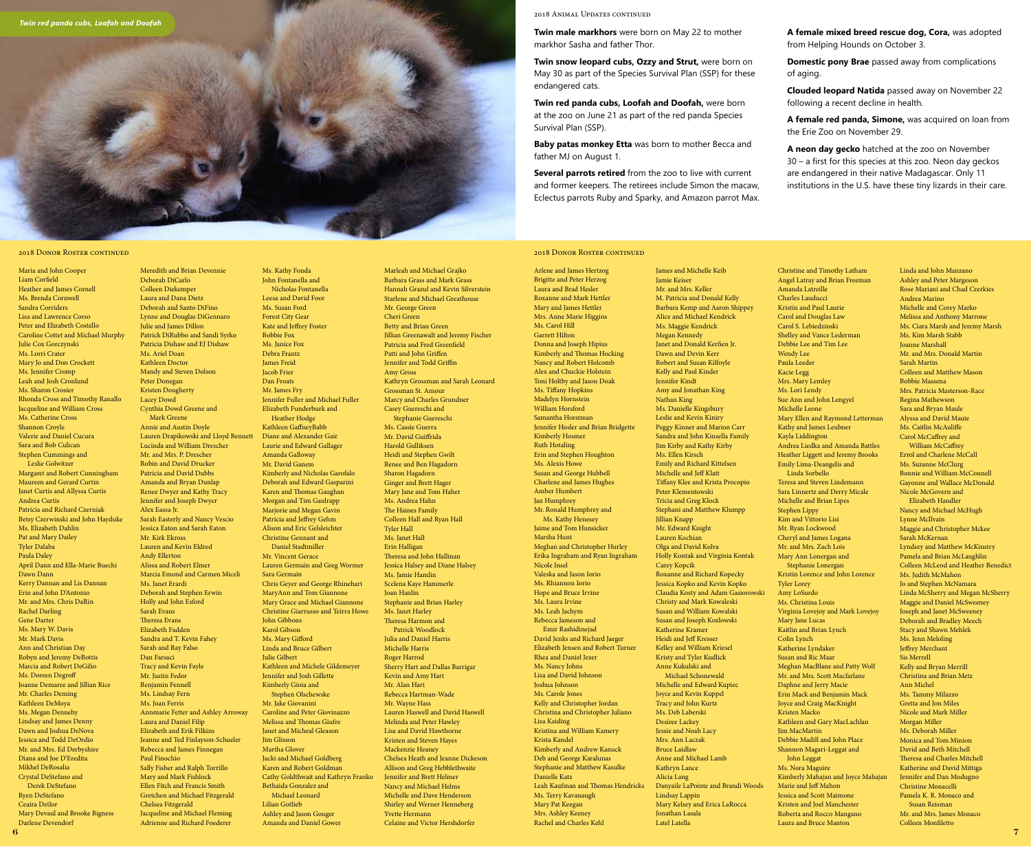Twin red panda cubs, Loofah and Doofah

## 2018 Animal Updates continued

**Twin male markhors** were born on May 22 to mother markhor Sasha and father Thor.

**Twin snow leopard cubs, Ozzy and Strut,** were born on May 30 as part of the Species Survival Plan (SSP) for these endangered cats.

**Twin red panda cubs, Loofah and Doofah,** were born at the zoo on June 21 as part of the red panda Species Survival Plan (SSP).

**Baby patas monkey Etta** was born to mother Becca and father MJ on August 1.

**Several parrots retired** from the zoo to live with current and former keepers. The retirees include Simon the macaw, Eclectus parrots Ruby and Sparky, and Amazon parrot Max.

**A female mixed breed rescue dog, Cora,** was adopted from Helping Hounds on October 3.

**Domestic pony Brae** passed away from complications of aging.

**Clouded leopard Natida** passed away on November 22 following a recent decline in health.

**A female red panda, Simone,** was acquired on loan from the Erie Zoo on November 29.

**A neon day gecko** hatched at the zoo on November 30 – a first for this species at this zoo. Neon day geckos are endangered in their native Madagascar. Only 11 institutions in the U.S. have these tiny lizards in their care.

## 2018 Donor Roster continued

Maria and John Cooper
Liam Corfield
Heather and James Cornell
Ms. Brenda Cornwell
Sandra Corriders
Lisa and Lawrence Corso
Peter and Elizabeth Costello
Caroline Cottet and Michael Murphy
Julie Cox Gorczynski
Ms. Lorri Crater
Mary Jo and Don Crockett
Ms. Jennifer Cromp
Leah and Josh Cronlund
Ms. Sharon Crosier
Rhonda Cross and Timothy Ranallo
Jacqueline and William Cross
Ms. Catherine Cross
Shannon Croyle
Valerie and Daniel Cucura
Sara and Bob Culican
Stephen Cummings and Leslie Golwitzer
Margaret and Robert Cunningham
Maureen and Gerard Curtin
Janet Curtis and Allyssa Curtis
Andrea Curtis
Patricia and Richard Czerniak
Betsy Czerwinski and John Hayduke
Ms. Elizabeth Dahlin
Pat and Mary Dailey
Tyler Dalaba
Paula Daley
April Dann and Ella-Marie Buechi
Dawn Dann
Kerry Dannan and Lis Dannan
Erin and John D'Antonio
Mr. and Mrs. Chris DaRin
Rachel Darling
Gene Darter
Ms. Mary W. Davis
Mr. Mark Davis
Ann and Christian Day
Robyn and Jeremy DeBottis
Marcia and Robert DeGilio
Ms. Doreen Degroff
Joanne Demaree and Jillian Rice
Mr. Charles Deming
Kathleen DeMoya
Ms. Megan Dennehy
Lindsay and James Denny
Dawn and Joshua DeNova
Jessica and Todd DeOrdio
Mr. and Mrs. Ed Derbyshire
Diana and Joe D'Eredita
Mikhel DeRosalia
Crystal DeStefano and Derek DeStefano
Ryen DeStefano
Ceaira Detlor
Mary Devaul and Brooke Bigness
Darlene Devendorf
Meredith and Brian Devennie
Deborah DiCarlo
Colleen Diekemper
Laura and Dana Dietz
Deborah and Santo DiFino
Lynne and Douglas DiGennaro
Julie and James Dillon
Patrick DiRubbo and Sandi Syrko
Patricia Dishaw and EJ Dishaw
Ms. Ariel Doan
Kathleen Doctor
Mandy and Steven Dolson
Peter Donegan
Kristen Dougherty
Lacey Dowd
Cynthia Dowd Greene and Mark Greene
Annie and Austin Doyle
Lauren Drapikowski and Lloyd Bennett
Lucinda and William Drescher
Mr. and Mrs. P. Drescher
Robin and David Drucker
Patricia and David Dubbs
Amanda and Bryan Dunlap
Renee Dwyer and Kathy Tracy
Jennifer and Joseph Dwyer
Alex Eassa Jr.
Sarah Easterly and Nancy Vescio
Jessica Eaton and Sarah Eaton
Mr. Kirk Ekross
Lauren and Kevin Eldred
Andy Ellerton
Alissa and Robert Elmer
Marcia Emond and Carmen Miceli
Ms. Janet Erardi
Deborah and Stephen Erwin
Holly and John Esford
Sarah Evans
Theresa Evans
Elizabeth Fadden
Sandra and T. Kevin Fahey
Sarah and Ray Falso
Dan Farsaci
Tracy and Kevin Fayle
Mr. Justin Fedor
Benjamin Fennell
Ms. Lindsay Fern
Ms. Joan Ferris
Annmarie Fetter and Ashley Arroway
Laura and Daniel Filip
Elizabeth and Erik Filkins
Jeanne and Ted Finlayson-Schueler
Rebecca and James Finnegan
Paul Finochio
Sally Fisher and Ralph Torrillo
Mary and Mark Fishlock
Ellen Fitch and Francis Smith
Gretchen and Michael Fitzgerald
Chelsea Fitzgerald
Jacqueline and Michael Fleming
Adrienne and Richard Foederer
Ms. Kathy Fonda
John Fontanella and Nicholas Fontanella
Leesa and David Foor
Ms. Susan Ford
Forest City Gear
Kate and Jeffrey Foster
Bobbie Fox
Ms. Janice Fox
Debra Frantz
James Freid
Jacob Frier
Dan Froats
Mr. James Fry
Jennifer Fuller and Michael Fuller
Elizabeth Funderburk and Heather Hodge
Kathleen GaffneyBabb
Diane and Alexander Gair
Laurie and Edward Gallager
Amanda Galloway
Mr. David Ganem
Kimberly and Nicholas Garofalo
Deborah and Edward Gasparini
Karen and Thomas Gaughan
Morgan and Tim Gaulrapp
Marjorie and Megan Gavin
Patricia and Jeffrey Gehm
Alison and Eric Gelsleichter
Christine Gennant and Daniel Stadtmiller
Mr. Vincent Gerace
Lauren Germain and Greg Wormer
Sara Germain
Chris Geyer and George Rhinehart
MaryAnn and Tom Giannone
Mary Grace and Michael Giannone
Christine Giarrusso and Teirra Howe
John Gibbons
Karol Gibson
Ms. Mary Gifford
Linda and Bruce Gilbert
Julie Gilbert
Kathleen and Michele Gildemeyer
Jennifer and Josh Gillette
Kimberly Gioia and Stephen Olschewske
Mr. Jake Giovanini
Caroline and Peter Giovinazzo
Melissa and Thomas Giufre
Janet and Micheal Gleason
Jim Glisson
Martha Glover
Jacki and Michael Goldberg
Karen and Robert Goldman
Cathy Goldthwait and Kathryn Franko
Bethaida Gonzalez and Michael Leonard
Lilian Gotlieb
Ashley and Jason Gouger
Amanda and Daniel Gower
Marleah and Michael Grajko
Barbara Grass and Mark Grass
Hannah Grazul and Kevin Silverstein
Starlene and Michael Greathouse
Mr. George Green
Cheri Green
Betty and Brian Green
Jillian Greenawalt and Jeremy Fischer
Patricia and Fred Greenfield
Patti and John Griffen
Jennifer and Todd Griffin
Amy Gross
Kathryn Grossman and Sarah Leonard
Grossman St. Amour
Marcy and Charles Grundner
Casey Guereschi and Stephanie Guereschi
Ms. Cassie Guerra
Mr. David Guiffrida
Harold Gulliksen
Heidi and Stephen Gwilt
Renee and Ben Hagadorn
Sharon Hagadorn
Ginger and Brett Hager
Mary Jane and Tom Haher
Ms. Andrea Hahn
The Haines Family
Colleen Hall and Ryan Hall
Tyler Hall
Ms. Janet Hall
Erin Halligan
Theresa and John Hallinan
Jessica Halsey and Diane Halsey
Ms. Jamie Hamlin
Scelena Kaye Hammerle
Joan Hanlin
Stephanie and Brian Harley
Ms. Janet Harley
Theresa Harmon and Patrick Woodlock
Julia and Daniel Harris
Michelle Harris
Roger Harrod
Sherry Hart and Dallas Barrigar
Kevin and Amy Hart
Mr. Alan Hart
Rebecca Hartman-Wade
Mr. Wayne Hass
Lauren Haswell and David Haswell
Melinda and Peter Hawley
Lisa and David Hawthorne
Kristen and Steven Hayes
Mackenzie Heaney
Chelsea Heath and Jeanne Dickeson
Allison and Greg Hebblethwaite
Jennifer and Brett Helmer
Nancy and Michael Helms
Michelle and Dave Henderson
Shirley and Werner Henneberg
Yvette Hermann
Celaine and Victor Hershdorfer
Arlene and James Hertzog
Brigitte and Peter Herzog
Laura and Brad Hesler
Roxanne and Mark Hettler
Mary and James Hettler
Mrs. Anne Marie Higgins
Ms. Carol Hill
Garrett Hilton
Donna and Joseph Hipius
Kimberly and Thomas Hocking
Nancy and Robert Holcomb
Alex and Chuckie Holstein
Toni Holtby and Jason Doak
Ms. Tiffany Hopkins
Madelyn Hornstein
William Horsford
Samantha Horstman
Jennifer Hosler and Brian Bridgette
Kimberly Hosmer
Ruth Hotaling
Erin and Stephen Houghton
Ms. Alexis Howe
Susan and George Hubbell
Charlene and James Hughes
Amber Humbert
Jan Humphrey
Mr. Ronald Humphrey and Ms. Kathy Henesey
Jaime and Tom Hunsicker
Marsha Hunt
Meghan and Christopher Hurley
Erika Ingraham and Ryan Ingraham
Nicole Insel
Valeska and Jason Iorio
Ms. Rhiannon Iorio
Hope and Bruce Irvine
Ms. Laura Irvine
Ms. Leah Jachym
Rebecca Jameson and Emir Rashidinejad
David Jenks and Richard Jaeger
Elizabeth Jensen and Robert Turner
Rhea and Daniel Jezer
Ms. Nancy Johns
Lisa and David Johnson
Joshua Johnson
Ms. Carole Jones
Kelly and Christopher Jordan
Christina and Christopher Juliano
Lisa Kaiding
Kristina and William Kamery
Krista Kandel
Kimberly and Andrew Kanuck
Deb and George Karalunas
Stephanie and Matthew Kasulke
Danielle Katz
Leah Kaufman and Thomas Hendricks
Ms. Terry Kavanaugh
Mary Pat Keegan
Mrs. Ashley Keeney
Rachel and Charles Kehl
James and Michelle Keib
Jamie Keiser
Mr. and Mrs. Keller
M. Patricia and Donald Kelly
Barbara Kemp and Aaron Shippey
Alice and Michael Kendrick
Ms. Maggie Kendrick
Megan Kennedy
Janet and Donald Kerfien Jr.
Dawn and Devin Kerr
Robert and Susan Kilfoyle
Kelly and Paul Kinder
Jennifer Kindt
Amy and Jonathan King
Nathan King
Ms. Danielle Kingsbury
Leslie and Kevin Kiniry
Peggy Kinner and Marion Carr
Sandra and John Kinsella Family
Jim Kirby and Kathy Kirby
Ms. Ellen Kirsch
Emily and Richard Kittelsen
Michelle and Jeff Klatt
Tiffany Klee and Krista Procopio
Peter Klementowski
Tricia and Greg Klock
Stephani and Matthew Klumpp
Jillian Knapp
Mr. Edward Knight
Lauren Kochian
Olga and David Kolva
Holly Kontak and Virginia Kontak
Carey Kopcik
Roxanne and Richard Kopecky
Jessica Kopko and Kevin Kopko
Claudia Kosty and Adam Gasiorowski
Christy and Mark Kowaleski
Susan and William Kowalski
Susan and Joseph Kozlowski
Katherine Kramer
Heidi and Jeff Kresser
Kelley and William Kriesel
Kristy and Tyler Kudlick
Anne Kukulski and Michael Schonewald
Michelle and Edward Kupiec
Joyce and Kevin Kuppel
Tracy and John Kurtz
Ms. Deb Laberski
Desiree Lackey
Jessie and Noah Lacy
Mrs. Ann Laczak
Bruce Laidlaw
Anne and Michael Lamb
Kathryn Lance
Alicia Lang
Danyaile LaPointe and Brandi Woods
Lindsay Lappin
Mary Kelsey and Erica LaRocca
Jonathan Lasala
Latel Latella
Christine and Timothy Latham
Angel Latray and Brian Freeman
Amanda Latreille
Charles Lauducci
Kristin and Paul Laurie
Carol and Douglas Law
Carol S. Lebiedzinski
Shelley and Vance Lederman
Debbie Lee and Tim Lee
Wendy Lee
Paula Leeder
Kacie Legg
Mrs. Mary Lemley
Ms. Lori Lendy
Sue Ann and John Lengyel
Michelle Leone
Mary Ellen and Raymond Letterman
Kathy and James Leubner
Kayla Liddington
Andrea Liedka and Amanda Battles
Heather Liggett and Jeremy Brooks
Emily Lima-Deangelis and Linda Sorbello
Teresa and Steven Lindemann
Sara Linnertz and Derry Micale
Michelle and Brian Lipes
Stephen Lippy
Kim and Vittorio Lisi
Mr. Ryan Lockwood
Cheryl and James Logana
Mr. and Mrs. Zach Lois
Mary Ann Lonergan and Stephanie Lonergan
Kristin Lorence and John Lorence
Tyler Lorey
Amy LoSurdo
Ms. Christina Louis
Virginia Lovejoy and Mark Lovejoy
Mary Jane Lucas
Kaitlin and Brian Lynch
Colin Lynch
Katherine Lyndaker
Susan and Ric Maar
Meghan MacBlane and Patty Wolf
Mr. and Mrs. Scott Macfarlane
Daphne and Jerry Macie
Erin Mack and Benjamin Mack
Joyce and Craig MacKnight
Kristen Macko
Kathleen and Gary MacLachlan
Jim MacMartin
Debbie Madill and John Place
Shannon Magari-Leggat and John Leggat
Ms. Nora Maguire
Kimberly Mahajan and Joyce Mahajan
Marie and Jeff Mahon
Jessica and Scott Maimone
Kristen and Joel Manchester
Roberta and Rocco Mangano
Laura and Bruce Manton
Linda and John Manzano
Ashley and Peter Margeson
Rose Mariani and Chad Czerkies
Andrea Marino
Michelle and Corey Marko
Melissa and Anthony Marrone
Ms. Ciara Marsh and Jeremy Marsh
Ms. Kim Marsh Stabb
Joanne Marshall
Mr. and Mrs. Donald Martin
Sarah Martin
Colleen and Matthew Mason
Bobbie Massena
Mrs. Patricia Masterson-Race
Regina Mathewson
Sara and Bryan Maule
Alyssa and David Maute
Ms. Caitlin McAuliffe
Carol McCaffrey and William McCaffrey
Errol and Charlene McCall
Ms. Suzanne McClurg
Bonnie and William McConnell
Gayonne and Wallace McDonald
Nicole McGovern and Elizabeth Handler
Nancy and Michael McHugh
Lynne McIlvain
Maggie and Christopher Mckee
Sarah McKernan
Lyndsey and Matthew McKinstry
Pamela and Brian McLaughlin
Colleen McLeod and Heather Benedict
Ms. Judith McMahon
Jo and Stephen McNamara
Linda McSherry and Megan McSherry
Maggie and Daniel McSweeney
Joseph and Janet McSweeney
Deborah and Bradley Meech
Stacy and Shawn Mehlek
Ms. Jenn Meloling
Jeffrey Merchant
Sis Merrell
Kelly and Bryan Merrill
Christina and Brian Metz
Ann Michel
Ms. Tammy Milazzo
Gretta and Jon Miles
Nicole and Mark Miller
Morgan Miller
Ms. Deborah Miller
Monica and Tom Minion
David and Beth Mitchell
Theresa and Charles Mitchell
Katherine and David Mittiga
Jennifer and Dan Modugno
Christine Monacelli
Pamela K. R. Monaco and Susan Reisman
Mr. and Mrs. James Monaco
Colleen Monfiletto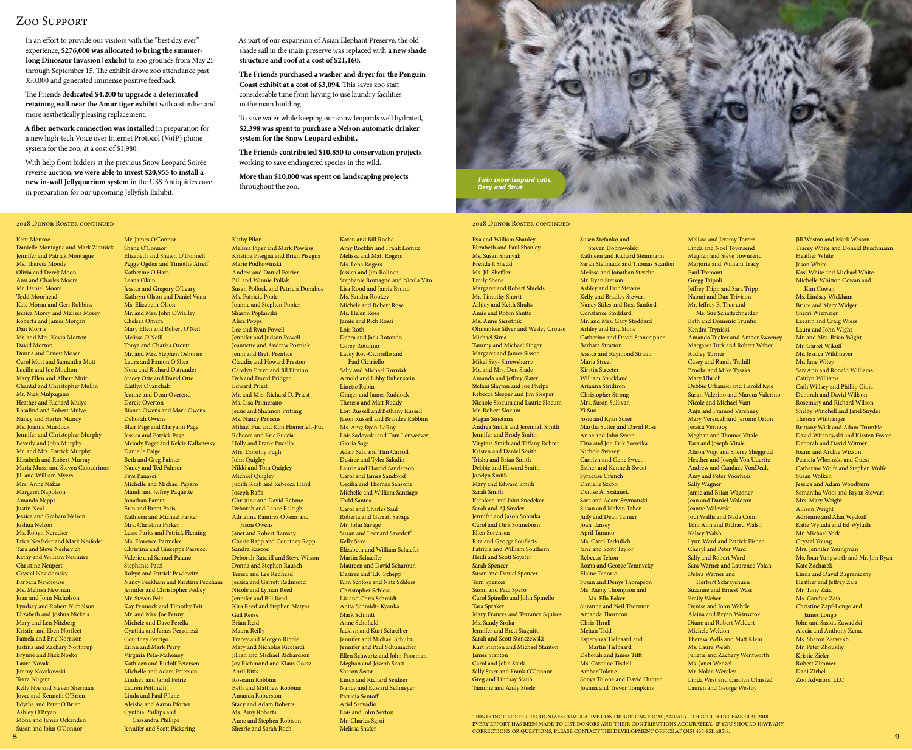# Zoo Support

In an effort to provide our visitors with the "best day ever" experience, **$276,000 was allocated to bring the summer-long Dinosaur Invasion! exhibit** to zoo grounds from May 25 through September 15. The exhibit drove zoo attendance past 350,000 and generated immense positive feedback.

The Friends d**edicated $4,200 to upgrade a deteriorated retaining wall near the Amur tiger exhibit** with a sturdier and more aesthetically pleasing replacement.

**A fiber network connection was installed** in preparation for a new high-tech Voice over Internet Protocol (VoIP) phone system for the zoo, at a cost of $1,980.

With help from bidders at the previous Snow Leopard Soirée reverse auction, **we were able to invest $20,955 to install a new in-wall Jellyquarium system** in the USS Antiquities cave in preparation for our upcoming Jellyfish Exhibit.

As part of our expansion of Asian Elephant Preserve, the old shade sail in the main preserve was replaced with **a new shade structure and roof at a cost of $21,160.**

**The Friends purchased a washer and dryer for the Penguin Coast exhibit at a cost of $3,094.** This saves zoo staff considerable time from having to use laundry facilities in the main building.

To save water while keeping our snow leopards well hydrated, **$2,398 was spent to purchase a Nelson automatic drinker system for the Snow Leopard exhibit.**

**The Friends contributed $10,850 to conservation projects** working to save endangered species in the wild.

**More than $10,000 was spent on landscaping projects** throughout the zoo.

*Twin snow leopard cubs, Ozzy and Strut*

## 2018 Donor Roster continued

Kent Monroe
Danielle Montagne and Mark Zlotnick
Jennifer and Patrick Montague
Ms. Theresa Moody
Olivia and Derek Moon
Ann and Charles Moore
Mr. Daniel Moore
Todd Moorhead
Kate Moran and Geri Robbins
Jessica Morey and Melissa Morey
Roberta and James Morgan
Dan Morris
Mr. and Mrs. Kevin Morton
David Morton
Donna and Ernest Moser
Carol Mott and Samantha Mott
Lucille and Joe Moulton
Mary Ellen and Albert Muir
Chantal and Christopher Mullin
Mr. Nick Mulpagano
Heather and Richard Mulye
Rosalind and Robert Mulye
Nancy and Harter Muncy
Ms. Joanne Murdock
Jennifer and Christopher Murphy
Beverly and John Murphy
Mr. and Mrs. Patrick Murphy
Elizabeth and Robert Murray
Maria Mussi and Steven Calocerinos
Jill and William Myers
Mrs. Anne Nakas
Margaret Napoleon
Amanda Nappi
Justin Neal
Jessica and Graham Nelson
Joshua Nelson
Ms. Robyn Neracker
Erica Nesfeder and Mark Nesfeder
Tara and Steve Neshevich
Kathy and William Neumire
Christine Neupert
Crystal Nevidomsky
Barbara Newhouse
Ms. Melissa Newman
Joan and John Nicholson
Lyndsey and Robert Nicholson
Elizabeth and Joshua Nickels
Mary and Len Nitzberg
Kristin and Eben Norfleet
Pamela and Eric Norrison
Justina and Zachary Northrup
Brynne and Nick Nosko
Laura Novak
Jimmy Novakowski
Terra Nugent
Kelly Nye and Steven Sherman
Joyce and Kenneth O'Brien
Edythe and Peter O'Brien
Ashley O'Bryan
Mona and James Ockenden
Susan and John O'Connor
Mr. James O'Connor
Shane O'Connor
Elizabeth and Shawn O'Donnell
Peggy Ogden and Timothy Atseff
Katherine O'Hara
Leana Okun
Jessica and Gregory O'Leary
Kathryn Olson and Daniel Vona
Ms. Elizabeth Olson
Mr. and Mrs. John O'Malley
Chelsea Omara
Mary Ellen and Robert O'Neil
Melissa O'Neill
Tonya and Charles Orcutt
Mr. and Mrs. Stephen Osborne
Laura and Eamon O'Shea
Nora and Richard Ostrander
Stacey Otte and David Otte
Kaitlyn Ovanchak
Jeanne and Dean Overend
Darcie Overton
Bianca Owens and Mark Owens
Deborah Owens
Blair Page and Maryann Page
Jessica and Patrick Page
Melody Paget and Kelcie Kalkowsky
Danielle Paige
Beth and Greg Painter
Nancy and Ted Palmer
Faye Panasci
Michelle and Michael Paparo
Mandi and Jeffrey Paquette
Jonathan Parent
Erin and Brent Paris
Kathleen and Michael Parker
Mrs. Christina Parker
Lessa Parks and Patrick Fleming
Ms. Florence Parmelee
Christina and Giuseppe Passucci
Valerie and Samuel Patane
Stephanie Patel
Robyn and Patrick Pawlewitz
Nancy Peckham and Kristina Peckham
Jennifer and Christopher Pedley
Mr. Steven Pelc
Kay Pennock and Timothy Feit
Mr. and Mrs. Joe Penny
Michele and Dave Perella
Cynthia and James Pergolizzi
Courtney Perrigo
Erinn and Mark Perry
Virginia Peta-Mahoney
Kathleen and Rudolf Petersen
Michelle and Adam Peterson
Lindsey and Jarod Petrie
Lauren Pettinelli
Linda and Paul Pflanz
Aleisha and Aaron Pforter
Cynthia Phillips and Cassandra Phillips
Jennifer and Scott Pickering
Kathy Pilon
Melissa Piper and Mark Powless
Kristina Pisegna and Brian Pisegna
Marie Podkowinski
Andrea and Daniel Poirier
Bill and Winnie Pollak
Susan Pollock and Patricia Donahue
Ms. Patricia Poole
Joanne and Stephen Pooler
Sharon Poplawski
Alice Popps
Lee and Ryan Powell
Jennifer and Judson Powell
Jeannette and Andrew Pozniak
Jenni and Brett Prentice
Claudia and Howard Preston
Carolyn Prevo and Jill Piraino
Deb and David Pridgen
Edward Priest
Mr. and Mrs. Richard D. Priest
Ms. Lisa Primerano
Jessie and Shannon Pritting
Ms. Nancy Proseus
Mihael Puc and Kim Flomerfelt-Puc
Rebecca and Eric Puccia
Holly and Frank Pucello
Mrs. Dorothy Pugh
John Quigley
Nikki and Tom Quigley
Michael Quigley
Judith Raab and Rebecca Hand
Joseph Raffa
Christine and David Rahme
Deborah and Lance Raleigh
Adrianna Ramirez Owens and Jason Owens
Janet and Robert Ramsey
Cherie Rapp and Courtney Rapp
Sandra Rascoe
Deborah Ratcliff and Steve Wilson
Donna and Stephen Rausch
Teresa and Lee Redhead
Jessica and Garrett Redmond
Nicole and Lyman Reed
Jennifer and Bill Reed
Kira Reed and Stephen Matyas
Gail Reese
Brian Reid
Maura Reilly
Tracey and Morgen Ribble
Mary and Nicholas Ricciardi
Jillian and Michael Richardson
Joy Richmond and Klaus Goetz
April Ritts
Roseann Robbins
Beth and Matthew Robbins
Amanda Roberston
Stacy and Adam Roberts
Ms. Amy Roberts
Anne and Stephen Robison
Sherrie and Sarah Roch
Karen and Bill Roche
Amy Rocklin and Frank Lomax
Melissa and Matt Rogers
Ms. Lena Rogers
Jessica and Jim Rolince
Stephanie Romagno and Nicola Vito
Lisa Rood and Jamie Bruno
Ms. Sandra Rookey
Michele and Robert Rose
Ms. Helen Rose
Jamie and Rich Rossi
Lois Roth
Debra and Jack Rotondo
Corey Rotunno
Lacey Roy-Ciciriello and Paul Ciciriello
Sally and Michael Rozniak
Arnold and Libby Rubenstein
Linette Rubin
Ginger and James Ruddock
Theresa and Matt Ruddy
Lori Russell and Bethany Russell
Jason Russell and Brandee Robbins
Ms. Amy Ryan-LeRoy
Lois Sadowski and Tom Lenweaver
Gloria Sage
Adair Sala and Tim Carroll
Desiree and Tyler Saladin
Laurie and Harold Sanderson
Carol and James Sandford
Cecilia and Thomas Sansone
Michelle and William Santiago
Todd Santos
Carol and Charles Saul
Roberta and Garratt Savage
Mr. John Savage
Susan and Leonard Savedoff
Kelly Saxe
Elizabeth and William Schaefer
Martin Schaeffer
Maureen and David Scharoun
Desiree and T.R. Schepp
Kim Schloss and Nate Schloss
Christopher Schloss
Liz and Chris Schmidt
Anita Schmidt- Kyanka
Mark Schmitt
Anne Schofield
Jacklyn and Kurt Schreiber
Jennifer and Michael Schultz
Jennifer and Paul Schumacher
Ellen Schwartz and John Poorman
Meghan and Joseph Scott
Sharon Secor
Linda and Richard Seidner
Nancy and Edward Sellmeyer
Patricia Sentoff
Ariel Servadio
Lois and John Sexton
Mr. Charles Sgroi
Melissa Shafer
Eva and William Shanley
Elizabeth and Paul Shanley
Ms. Susan Shanyak
Brenda J. Shedd
Ms. Jill Sheffler
Emily Shene
Margaret and Robert Shields
Mr. Timothy Shortt
Ashley and Keith Shults
Amie and Robin Shutts
Ms. Anne Sierotnik
Ohnemkee Silver and Wesley Crouse
Michael Sima
Tammy and Michael Singer
Margaret and James Sisson
Mikal Sky- Shrewsberry
Mr. and Mrs. Don Slade
Amanda and Jeffrey Slater
Stefani Slayton and Joe Phelps
Rebecca Sleeper and Jim Sleeper
Nichole Slocum and Laurie Slocum
Mr. Robert Slocum
Megan Smetana
Andrea Smith and Jeremiah Smith
Jennifer and Brody Smith
Virginia Smith and Tiffany Rohrer
Kristen and Daniel Smith
Trisha and Brian Smith
Debbie and Howard Smith
Jocelyn Smith
Mary and Edward Smith
Sarah Smith
Kathleen and John Snedeker
Sarah and AJ Snyder
Jennifer and Jason Sobotka
Carol and Dirk Sonneborn
Ellen Sorensen
Rita and George Soufleris
Patricia and William Southern
Heidi and Scott Soyster
Sarah Spencer
Susan and Daniel Spencer
Tom Spencer
Susan and Paul Spero
Carol Spinello and John Spinello
Tara Spraker
Mary Frances and Terrance Squires
Ms. Sandy Sroka
Jennifer and Brett Stagnitti
Sarah and Scott Stanczewski
Kurt Stanton and Michael Stanton
James Stanton
Carol and John Stark
Sally Starr and Frank O'Connor
Greg and Lindsay Staub
Tammie and Andy Steele
Susen Stefanko and Steven Dobrowolski
Kathleen and Richard Steinmann
Sarah Stellmack and Thomas Scanlon
Melissa and Jonathan Stercho
Mr. Ryan Stetson
Ashley and Eric Stevens
Kelly and Bradley Stewart
Nancy Stiles and Ross Sanford
Constance Stoddard
Mr. and Mrs. Gary Stoddard
Ashley and Eric Stone
Catherine and David Stonecipher
Barbara Stratton
Jessica and Raymond Straub
Maria Street
Kirstin Streeter
William Strickland
Arianna Stridiron
Christopher Strong
Mrs. Susan Sullivan
Yi Suo
Josie and Ryan Suser
Martha Sutter and David Ross
Anne and John Sveen
Tina and Jon Erik Svereika
Nichole Swasey
Carolyn and Gene Sweet
Esther and Kenneth Sweet
Syracuse Crunch
Danielle Szabo
Denise A. Szatanek
Sara and Adam Szymanski
Susan and Melvin Taber
Judy and Dean Tanner
Joan Tansey
April Taranto
Ms. Carol Tarkulich
Jane and Scott Taylor
Rebecca Tehon
Roma and George Temnycky
Elaine Tenorio
Susan and Denys Thompson
Ms. Raeny Thompson and Ms. Ella Baker
Suzanne and Neil Thornton
Amanda Thornton
Chris Thrall
Mehan Tidd
Esperanza Tielbaard and Martin Tielbaard
Deborah and James Tifft
Ms. Caroline Tisdell
Amber Tolone
Sonya Tolone and David Hunter
Joanna and Trevor Tompkins
Melissa and Jeremy Torrez
Linda and Noel Townsend
Meghen and Steve Townsend
Marjoria and William Tracy
Paul Tremont
Gregg Tripoli
Jeffrey Tripp and Sara Tripp
Naomi and Dan Trivison
Mr. Jeffrey B. True and Ms. Sue Schattschneider
Beth and Domenic Trunfio
Kendra Tryniski
Amanda Tucker and Amber Sweeney
Margaret Turk and Robert Weber
Radley Turner
Casey and Randy Tuthill
Brooke and Mike Tyszka
Mary Ubrich
Debbie Urbanski and Harold Kyle
Susan Valerino and Marcus Valerino
Nicole and Michael Vant
Anju and Pramod Varshney
Mary Verescak and Jerome Orton
Jessica Vernooy
Meghan and Thomas Vitale
Tara and Joseph Vitale
Alison Vogt and Sherry Sheggrud
Heather and Joseph Von Uderitz
Andrew and Candace VonDeak
Amy and Peter Voorhees
Sally Wagner
Jamie and Brian Wagoner
Jean and Daniel Waldron
Jeanne Walewski
Jodi Wallis and Nada Conn
Toni Ann and Richard Walsh
Kelsey Walsh
Lynn Ward and Patrick Fisher
Cheryl and Peter Ward
Sally and Robert Ward
Sara Warner and Laurence Volan
Debra Warner and Herbert Schrayshuen
Suzanne and Ernest Wass
Emily Weber
Denise and John Wehrle
Alaina and Bryan Weinsztok
Diane and Robert Weldert
Michele Weldon
Theresa Wells and Matt Klein
Ms. Laura Welsh
Juliette and Zachary Wentworth
Ms. Janet Wenzel
Mr. Nolan Wereley
Linda West and Carolyn Olmsted
Lauren and George Westby
Jill Weston and Mark Weston
Tracey White and Donald Buschmann
Heather White
Jason White
Kasi White and Michael White
Michelle Whitton Cowan and Kim Cowan
Ms. Lindsay Wickham
Bruce and Mary Widger
Sherri Wiemeier
Leeann and Craig Wiess
Laura and John Wight
Mr. and Mrs. Brian Wight
Mr. Garret Wikoff
Ms. Jessica Wildmayer
Ms. Jane Wiley
SaraAnn and Ronald Williams
Caitlyn Williams
Cath Willsey and Phillip Gioia
Deborah and David Willson
Rosemary and Richard Wilson
Shelby Winchell and Janel Snyder
Theresa Wintringer
Brittany Wisk and Adam Trumble
David Witanowski and Kirsten Foster
Deborah and David Witmer
Joann and Archie Wixson
Patricia Wlosinski and Guest
Catherine Wolfe and Stephen Wolfe
Susan Wolken
Jessica and Adam Woodburn
Samantha Wool and Bryan Stewart
Mrs. Mary Wright
Allison Wright
Adrienne and Alan Wyckoff
Katie Wyluda and Ed Wyluda
Mr. Michael York
Crystal Young
Mrs. Jennifer Youngman
Ms. Joan Yungwirth and Mr. Jim Ryan
Kate Zacharek
Linda and David Zagraniczny
Heather and Jeffrey Zaia
Mr. Tony Zaia
Ms. Candice Zaia
Christine Zapf-Longo and James Longo
John and Saskia Zawadzki
Alecia and Anthony Zema
Ms. Sharon Zerwekh
Mr. Peter Zhoukliy
Kristie Zieler
Robert Zimmer
Dani Zirbel
Zoo Advisors, LLC

THIS DONOR ROSTER RECOGNIZES CUMULATIVE CONTRIBUTIONS FROM JANUARY 1 THROUGH DECEMBER 31, 2018. EVERY EFFORT HAS BEEN MADE TO LIST DONORS AND THEIR CONTRIBUTIONS ACCURATELY. IF YOU SHOULD HAVE ANY CORRECTIONS OR QUESTIONS, PLEASE CONTACT THE DEVELOPMENT OFFICE AT (315) 435-8511 x8518.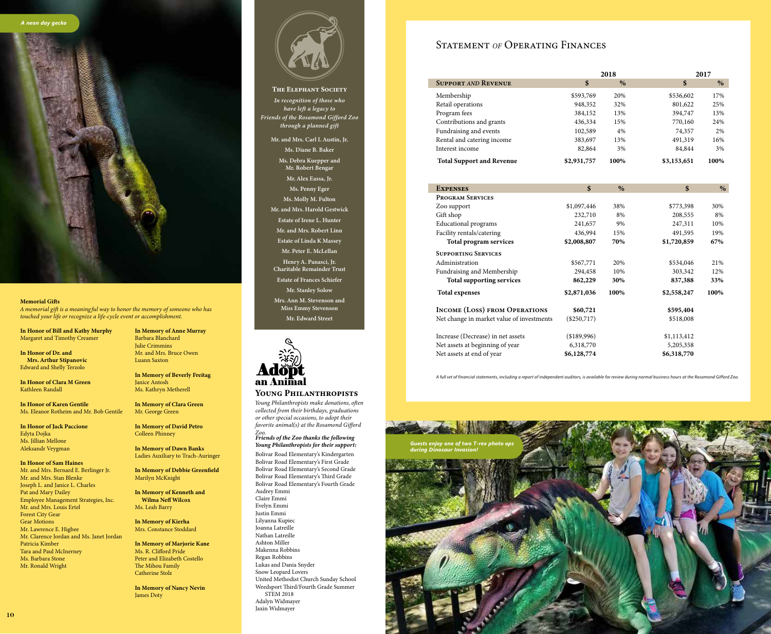A neon day gecko

**Memorial Gifts**

*A memorial gift is a meaningful way to honor the memory of someone who has touched your life or recognize a life-cycle event or accomplishment.*

**In Honor of Bill and Kathy Murphy**
Margaret and Timothy Creamer

**In Honor of Dr. and Mrs. Arthur Stipanovic**
Edward and Shelly Terzolo

**In Honor of Clara M Green**
Kathleen Randall

**In Honor of Karen Gentile**
Ms. Eleanor Rotheim and Mr. Bob Gentile

**In Honor of Jack Paccione**
Edyta Dojka
Ms. Jillian Mellone
Aleksandr Veygman

**In Honor of Sam Haines**
Mr. and Mrs. Bernard E. Berlinger Jr.
Mr. and Mrs. Stan Blenke
Joseph L. and Janice L. Charles
Pat and Mary Dailey
Employee Management Strategies, Inc.
Mr. and Mrs. Louis Ertel
Forest City Gear
Gear Motions
Mr. Lawrence E. Higbee
Mr. Clarence Jordan and Ms. Janet Jordan
Patricia Kimber
Tara and Paul McInerney
Ms. Barbara Stone
Mr. Ronald Wright

**In Memory of Anne Murray**
Barbara Blanchard
Julie Crimmins
Mr. and Mrs. Bruce Owen
Luann Saxton

**In Memory of Beverly Freitag**
Janice Antosh
Ms. Kathryn Metherell

**In Memory of Clara Green**
Mr. George Green

**In Memory of David Petro**
Colleen Phinney

**In Memory of Dawn Banks**
Ladies Auxiliary to Trach-Auringer

**In Memory of Debbie Greenfield**
Marilyn McKnight

**In Memory of Kenneth and Wilma Neff Wilcox**
Ms. Leah Barry

**In Memory of Kierha**
Mrs. Constance Stoddard

**In Memory of Marjorie Kane**
Ms. R. Clifford Pride
Peter and Elizabeth Costello
The Mihou Family
Catherine Stolz

**In Memory of Nancy Nevin**
James Doty

## The Elephant Society

*In recognition of those who have left a legacy to Friends of the Rosamond Gifford Zoo through a planned gift*

Mr. and Mrs. Carl I. Austin, Jr.
Ms. Diane B. Baker
Ms. Debra Kuepper and Mr. Robert Bengar
Mr. Alex Eassa, Jr.
Ms. Penny Eger
Ms. Molly M. Fulton
Mr. and Mrs. Harold Gestwick
Estate of Irene L. Hunter
Mr. and Mrs. Robert Linn
Estate of Linda K Massey
Mr. Peter E. McLellan
Henry A. Panasci, Jr. Charitable Remainder Trust
Estate of Frances Schiefer
Mr. Stanley Solow
Mrs. Ann M. Stevenson and Miss Emmy Stevenson
Mr. Edward Street

Adopt an Animal

## Young Philanthropists

*Young Philanthropists make donations, often collected from their birthdays, graduations or other special occasions, to adopt their favorite animal(s) at the Rosamond Gifford Zoo.*

***Friends of the Zoo thanks the following Young Philanthropists for their support:***

Bolivar Road Elementary's Kindergarten
Bolivar Road Elementary's First Grade
Bolivar Road Elementary's Second Grade
Bolivar Road Elementary's Third Grade
Bolivar Road Elementary's Fourth Grade
Audrey Emmi
Claire Emmi
Evelyn Emmi
Justin Emmi
Lilyanna Kupiec
Joanna Latreille
Nathan Latreille
Ashton Miller
Makenna Robbins
Regan Robbins
Lukas and Dania Snyder
Snow Leopard Lovers
United Methodist Church Sunday School
Weedsport Third/Fourth Grade Summer STEM 2018
Adalyn Widmayer
Jaxin Widmayer

## Statement of Operating Finances

| | 2018 | | 2017 | |
|---|---|---|---|---|
| **Support and Revenue** | **$** | **%** | **$** | **%** |
| Membership | $593,769 | 20% | $536,602 | 17% |
| Retail operations | 948,352 | 32% | 801,622 | 25% |
| Program fees | 384,152 | 13% | 394,747 | 13% |
| Contributions and grants | 436,334 | 15% | 770,160 | 24% |
| Fundraising and events | 102,589 | 4% | 74,357 | 2% |
| Rental and catering income | 383,697 | 13% | 491,319 | 16% |
| Interest income | 82,864 | 3% | 84,844 | 3% |
| **Total Support and Revenue** | **$2,931,757** | **100%** | **$3,153,651** | **100%** |

| **Expenses** | **$** | **%** | **$** | **%** |
|---|---|---|---|---|
| **Program Services** | | | | |
| Zoo support | $1,097,446 | 38% | $773,398 | 30% |
| Gift shop | 232,710 | 8% | 208,555 | 8% |
| Educational programs | 241,657 | 9% | 247,311 | 10% |
| Facility rentals/catering | 436,994 | 15% | 491,595 | 19% |
| **Total program services** | **$2,008,807** | **70%** | **$1,720,859** | **67%** |
| **Supporting Services** | | | | |
| Administration | $567,771 | 20% | $534,046 | 21% |
| Fundraising and Membership | 294,458 | 10% | 303,342 | 12% |
| **Total supporting services** | **862,229** | **30%** | **837,388** | **33%** |
| **Total expenses** | **$2,871,036** | **100%** | **$2,558,247** | **100%** |
| **Income (Loss) from Operations** | **$60,721** | | **$595,404** | |
| Net change in market value of investments | ($250,717) | | $518,008 | |
| Increase (Decrease) in net assets | ($189,996) | | $1,113,412 | |
| Net assets at beginning of year | 6,318,770 | | 5,205,358 | |
| Net assets at end of year | **$6,128,774** | | **$6,318,770** | |

*A full set of financial statements, including a report of independent auditors, is available for review during normal business hours at the Rosamond Gifford Zoo.*

Guests enjoy one of two T-rex photo ops during Dinosaur Invasion!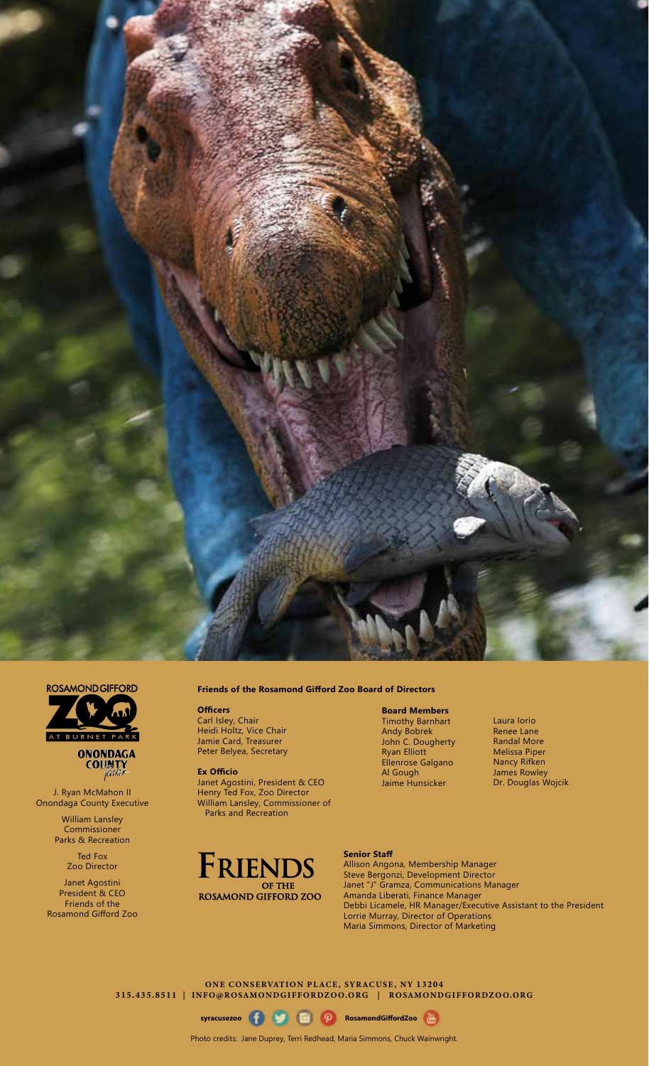ROSAMOND GIFFORD ZOO AT BURNET PARK

ONONDAGA COUNTY Parks

J. Ryan McMahon II
Onondaga County Executive

William Lansley
Commissioner
Parks & Recreation

Ted Fox
Zoo Director

Janet Agostini
President & CEO
Friends of the
Rosamond Gifford Zoo

**Friends of the Rosamond Gifford Zoo Board of Directors**

**Officers**
Carl Isley, Chair
Heidi Holtz, Vice Chair
Jamie Card, Treasurer
Peter Belyea, Secretary

**Ex Officio**
Janet Agostini, President & CEO
Henry Ted Fox, Zoo Director
William Lansley, Commissioner of Parks and Recreation

**Board Members**
Timothy Barnhart
Andy Bobrek
John C. Dougherty
Ryan Elliott
Ellenrose Galgano
Al Gough
Jaime Hunsicker
Laura Iorio
Renee Lane
Randal More
Melissa Piper
Nancy Rifken
James Rowley
Dr. Douglas Wojcik

FRIENDS OF THE ROSAMOND GIFFORD ZOO

**Senior Staff**
Allison Angona, Membership Manager
Steve Bergonzi, Development Director
Janet "J" Gramza, Communications Manager
Amanda Liberati, Finance Manager
Debbi Licamele, HR Manager/Executive Assistant to the President
Lorrie Murray, Director of Operations
Maria Simmons, Director of Marketing

ONE CONSERVATION PLACE, SYRACUSE, NY 13204
315.435.8511 | INFO@ROSAMONDGIFFORDZOO.ORG | ROSAMONDGIFFORDZOO.ORG

syracusezoo RosamondGiffordZoo

Photo credits: Jane Duprey, Terri Redhead, Maria Simmons, Chuck Wainwright.